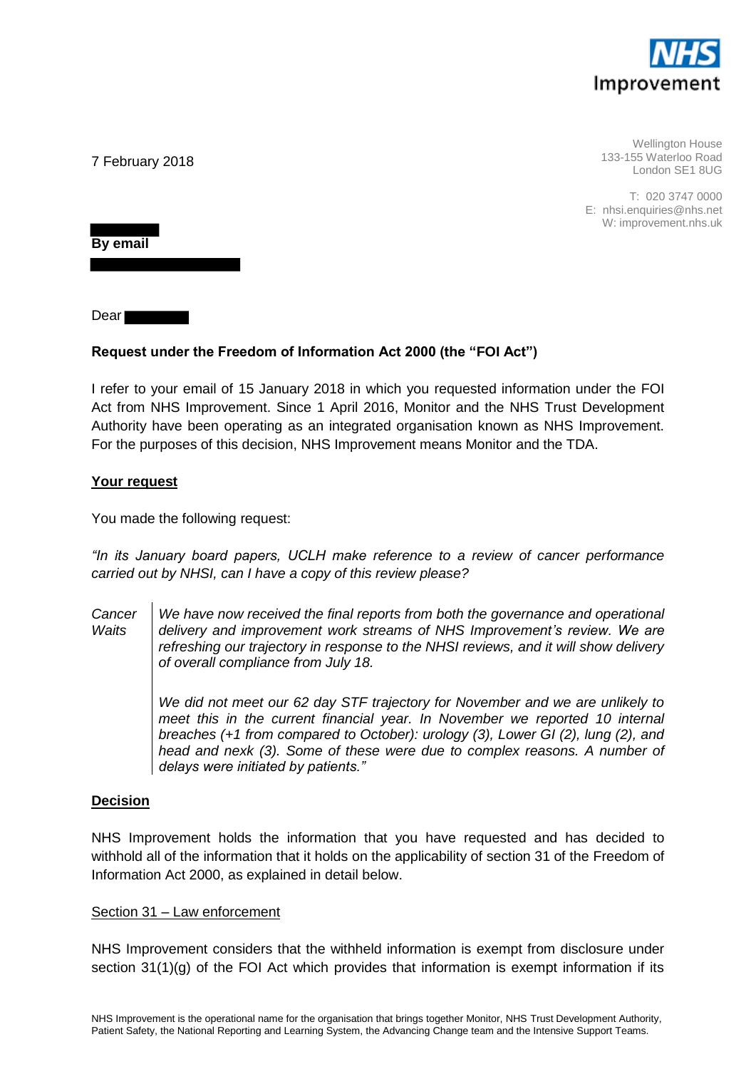NHS Improvement

Wellington House
133-155 Waterloo Road
London SE1 8UG

T: 020 3747 0000
E: nhsi.enquiries@nhs.net
W: improvement.nhs.uk

7 February 2018

**By email**

Dear

**Request under the Freedom of Information Act 2000 (the "FOI Act")**

I refer to your email of 15 January 2018 in which you requested information under the FOI Act from NHS Improvement. Since 1 April 2016, Monitor and the NHS Trust Development Authority have been operating as an integrated organisation known as NHS Improvement. For the purposes of this decision, NHS Improvement means Monitor and the TDA.

**Your request**

You made the following request:

*"In its January board papers, UCLH make reference to a review of cancer performance carried out by NHSI, can I have a copy of this review please?*

| | |
|---|---|
| *Cancer Waits* | *We have now received the final reports from both the governance and operational delivery and improvement work streams of NHS Improvement's review. We are refreshing our trajectory in response to the NHSI reviews, and it will show delivery of overall compliance from July 18.*<br><br>*We did not meet our 62 day STF trajectory for November and we are unlikely to meet this in the current financial year. In November we reported 10 internal breaches (+1 from compared to October): urology (3), Lower GI (2), lung (2), and head and nexk (3). Some of these were due to complex reasons. A number of delays were initiated by patients."* |

**Decision**

NHS Improvement holds the information that you have requested and has decided to withhold all of the information that it holds on the applicability of section 31 of the Freedom of Information Act 2000, as explained in detail below.

Section 31 – Law enforcement

NHS Improvement considers that the withheld information is exempt from disclosure under section 31(1)(g) of the FOI Act which provides that information is exempt information if its

NHS Improvement is the operational name for the organisation that brings together Monitor, NHS Trust Development Authority, Patient Safety, the National Reporting and Learning System, the Advancing Change team and the Intensive Support Teams.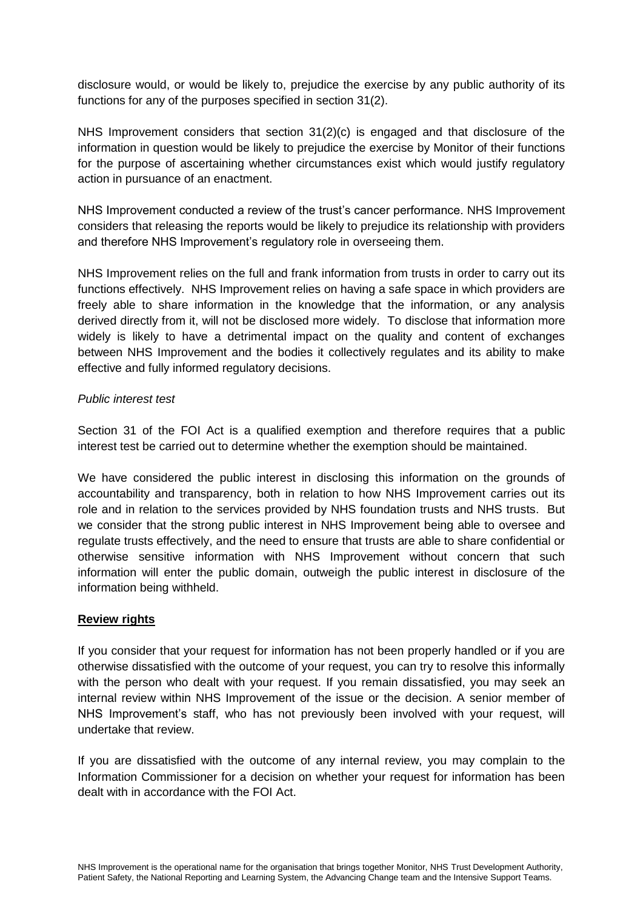disclosure would, or would be likely to, prejudice the exercise by any public authority of its functions for any of the purposes specified in section 31(2).

NHS Improvement considers that section 31(2)(c) is engaged and that disclosure of the information in question would be likely to prejudice the exercise by Monitor of their functions for the purpose of ascertaining whether circumstances exist which would justify regulatory action in pursuance of an enactment.

NHS Improvement conducted a review of the trust's cancer performance. NHS Improvement considers that releasing the reports would be likely to prejudice its relationship with providers and therefore NHS Improvement's regulatory role in overseeing them.

NHS Improvement relies on the full and frank information from trusts in order to carry out its functions effectively. NHS Improvement relies on having a safe space in which providers are freely able to share information in the knowledge that the information, or any analysis derived directly from it, will not be disclosed more widely. To disclose that information more widely is likely to have a detrimental impact on the quality and content of exchanges between NHS Improvement and the bodies it collectively regulates and its ability to make effective and fully informed regulatory decisions.

*Public interest test*

Section 31 of the FOI Act is a qualified exemption and therefore requires that a public interest test be carried out to determine whether the exemption should be maintained.

We have considered the public interest in disclosing this information on the grounds of accountability and transparency, both in relation to how NHS Improvement carries out its role and in relation to the services provided by NHS foundation trusts and NHS trusts. But we consider that the strong public interest in NHS Improvement being able to oversee and regulate trusts effectively, and the need to ensure that trusts are able to share confidential or otherwise sensitive information with NHS Improvement without concern that such information will enter the public domain, outweigh the public interest in disclosure of the information being withheld.

**Review rights**

If you consider that your request for information has not been properly handled or if you are otherwise dissatisfied with the outcome of your request, you can try to resolve this informally with the person who dealt with your request. If you remain dissatisfied, you may seek an internal review within NHS Improvement of the issue or the decision. A senior member of NHS Improvement's staff, who has not previously been involved with your request, will undertake that review.

If you are dissatisfied with the outcome of any internal review, you may complain to the Information Commissioner for a decision on whether your request for information has been dealt with in accordance with the FOI Act.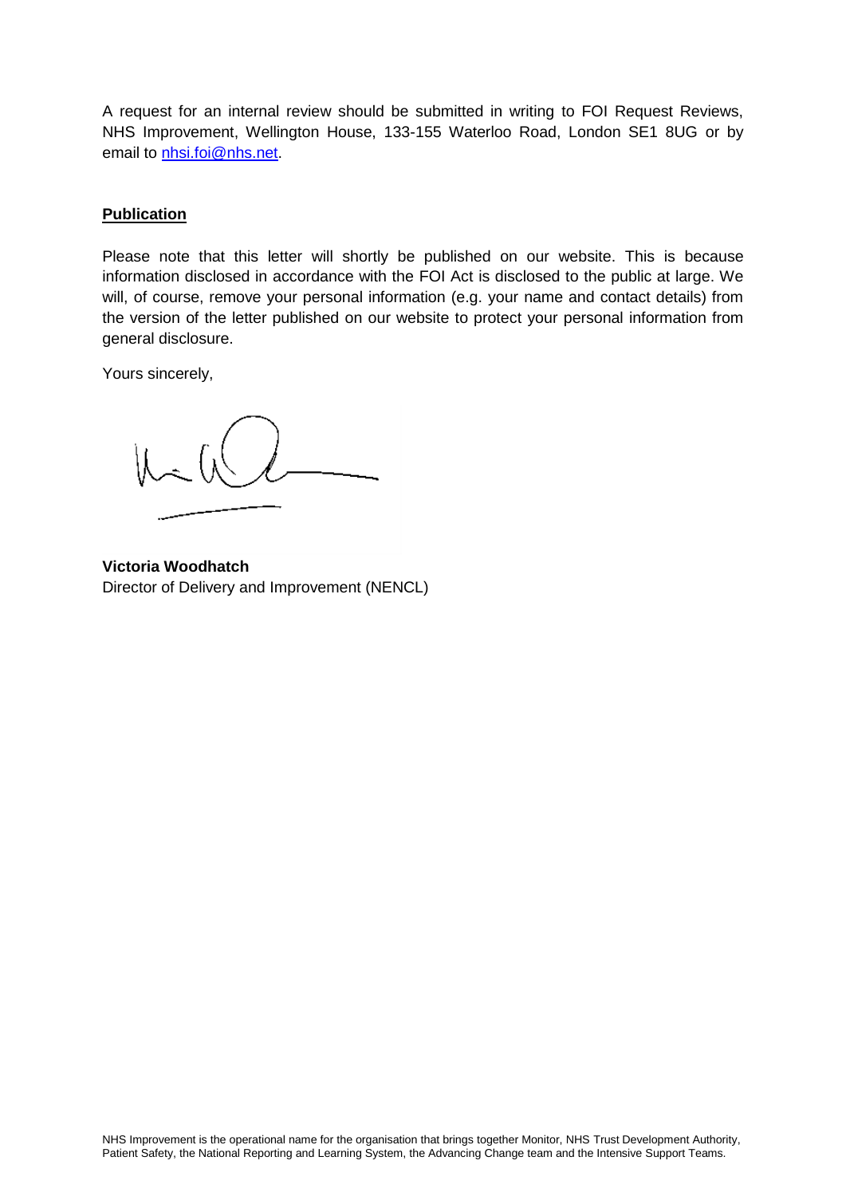A request for an internal review should be submitted in writing to FOI Request Reviews, NHS Improvement, Wellington House, 133-155 Waterloo Road, London SE1 8UG or by email to nhsi.foi@nhs.net.

**Publication**

Please note that this letter will shortly be published on our website. This is because information disclosed in accordance with the FOI Act is disclosed to the public at large. We will, of course, remove your personal information (e.g. your name and contact details) from the version of the letter published on our website to protect your personal information from general disclosure.

Yours sincerely,

**Victoria Woodhatch**
Director of Delivery and Improvement (NENCL)

NHS Improvement is the operational name for the organisation that brings together Monitor, NHS Trust Development Authority, Patient Safety, the National Reporting and Learning System, the Advancing Change team and the Intensive Support Teams.